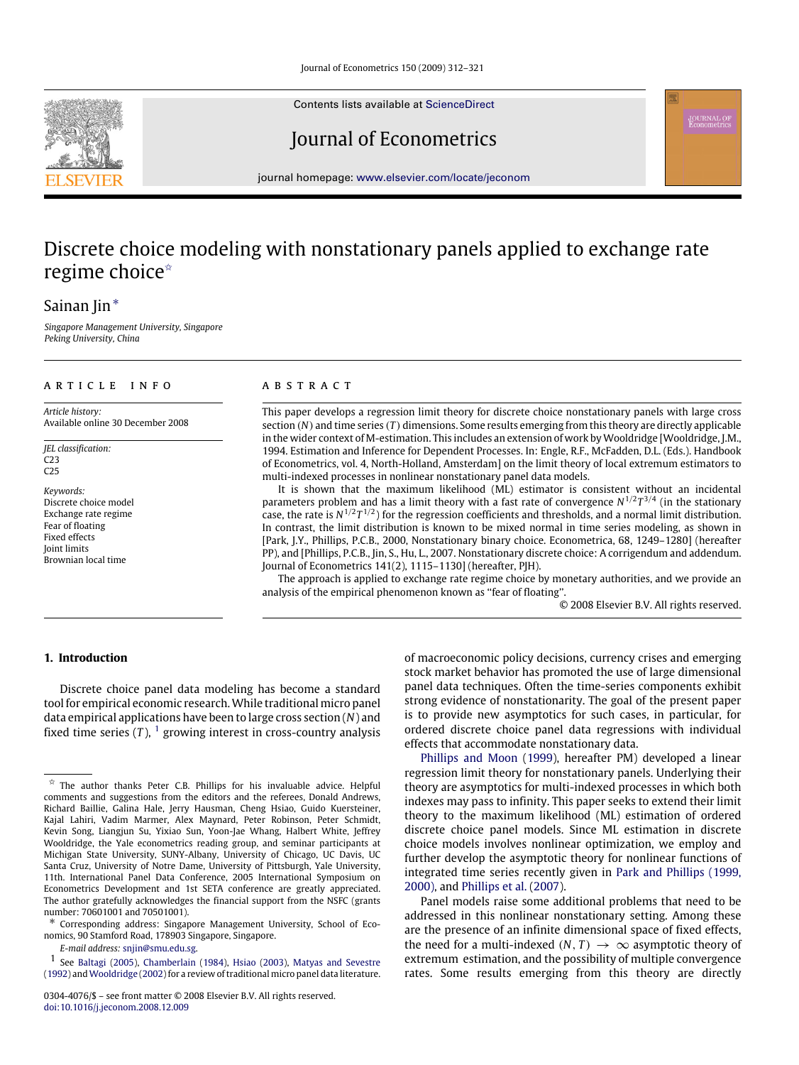# Discrete choice modeling with nonstationary panels applied to exchange rate regime choice[☆]

Sainan Jin [*]

*Singapore Management University, Singapore*
*Peking University, China*

## ARTICLE INFO

*Article history:*
Available online 30 December 2008

*JEL classification:*
C23
C25

*Keywords:*
Discrete choice model
Exchange rate regime
Fear of floating
Fixed effects
Joint limits
Brownian local time

## ABSTRACT

This paper develops a regression limit theory for discrete choice nonstationary panels with large cross section ($N$) and time series ($T$) dimensions. Some results emerging from this theory are directly applicable in the wider context of M-estimation. This includes an extension of work by Wooldridge [Wooldridge, J.M., 1994. Estimation and Inference for Dependent Processes. In: Engle, R.F., McFadden, D.L. (Eds.). Handbook of Econometrics, vol. 4, North-Holland, Amsterdam] on the limit theory of local extremum estimators to multi-indexed processes in nonlinear nonstationary panel data models.

It is shown that the maximum likelihood (ML) estimator is consistent without an incidental parameters problem and has a limit theory with a fast rate of convergence $N^{1/2}T^{3/4}$ (in the stationary case, the rate is $N^{1/2}T^{1/2}$) for the regression coefficients and thresholds, and a normal limit distribution. In contrast, the limit distribution is known to be mixed normal in time series modeling, as shown in [Park, J.Y., Phillips, P.C.B., 2000, Nonstationary binary choice. Econometrica, 68, 1249–1280] (hereafter PP), and [Phillips, P.C.B., Jin, S., Hu, L., 2007. Nonstationary discrete choice: A corrigendum and addendum. Journal of Econometrics 141(2), 1115–1130] (hereafter, PJH).

The approach is applied to exchange rate regime choice by monetary authorities, and we provide an analysis of the empirical phenomenon known as "fear of floating".

© 2008 Elsevier B.V. All rights reserved.

## 1. Introduction

Discrete choice panel data modeling has become a standard tool for empirical economic research. While traditional micro panel data empirical applications have been to large cross section ($N$) and fixed time series ($T$), [1] growing interest in cross-country analysis of macroeconomic policy decisions, currency crises and emerging stock market behavior has promoted the use of large dimensional panel data techniques. Often the time-series components exhibit strong evidence of nonstationarity. The goal of the present paper is to provide new asymptotics for such cases, in particular, for ordered discrete choice panel data regressions with individual effects that accommodate nonstationary data.

Phillips and Moon (1999), hereafter PM) developed a linear regression limit theory for nonstationary panels. Underlying their theory are asymptotics for multi-indexed processes in which both indexes may pass to infinity. This paper seeks to extend their limit theory to the maximum likelihood (ML) estimation of ordered discrete choice panel models. Since ML estimation in discrete choice models involves nonlinear optimization, we employ and further develop the asymptotic theory for nonlinear functions of integrated time series recently given in Park and Phillips (1999, 2000), and Phillips et al. (2007).

Panel models raise some additional problems that need to be addressed in this nonlinear nonstationary setting. Among these are the presence of an infinite dimensional space of fixed effects, the need for a multi-indexed $(N, T) \to \infty$ asymptotic theory of extremum estimation, and the possibility of multiple convergence rates. Some results emerging from this theory are directly

---

[☆] The author thanks Peter C.B. Phillips for his invaluable advice. Helpful comments and suggestions from the editors and the referees, Donald Andrews, Richard Baillie, Galina Hale, Jerry Hausman, Cheng Hsiao, Guido Kuersteiner, Kajal Lahiri, Vadim Marmer, Alex Maynard, Peter Robinson, Peter Schmidt, Kevin Song, Liangjun Su, Yixiao Sun, Yoon-Jae Whang, Halbert White, Jeffrey Wooldridge, the Yale econometrics reading group, and seminar participants at Michigan State University, SUNY-Albany, University of Chicago, UC Davis, UC Santa Cruz, University of Notre Dame, University of Pittsburgh, Yale University, 11th. International Panel Data Conference, 2005 International Symposium on Econometrics Development and 1st SETA conference are greatly appreciated. The author gratefully acknowledges the financial support from the NSFC (grants number: 70601001 and 70501001).

[*] Corresponding address: Singapore Management University, School of Economics, 90 Stamford Road, 178903 Singapore, Singapore.
*E-mail address:* snjin@smu.edu.sg.

[1] See Baltagi (2005), Chamberlain (1984), Hsiao (2003), Matyas and Sevestre (1992) and Wooldridge (2002) for a review of traditional micro panel data literature.

0304-4076/$ – see front matter © 2008 Elsevier B.V. All rights reserved.
doi:10.1016/j.jeconom.2008.12.009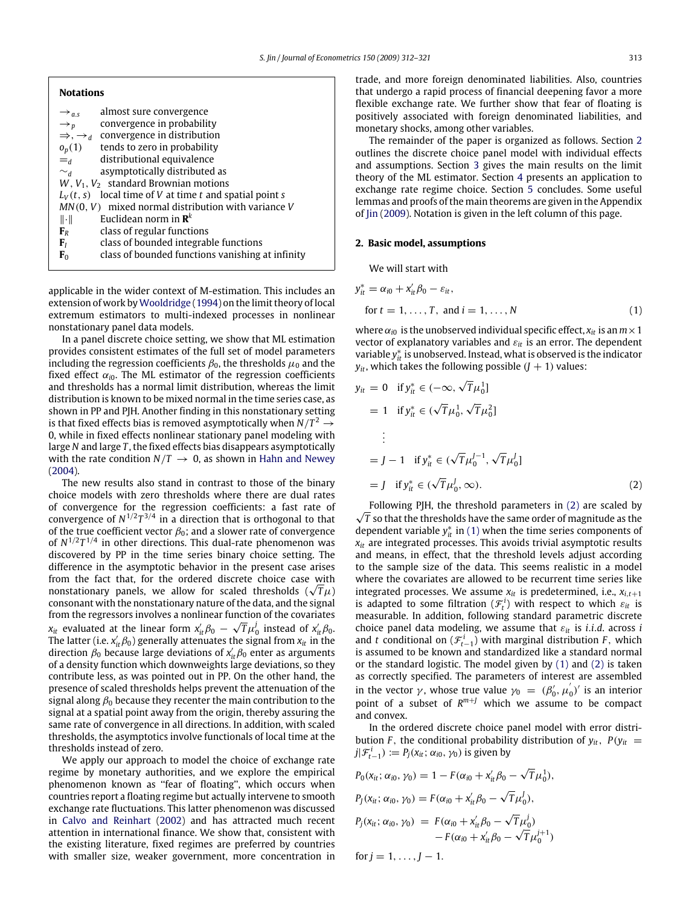**Notations**

| | |
|---|---|
| $\to_{a.s}$ | almost sure convergence |
| $\to_p$ | convergence in probability |
| $\Rightarrow, \to_d$ | convergence in distribution |
| $o_p(1)$ | tends to zero in probability |
| $=_d$ | distributional equivalence |
| $\sim_d$ | asymptotically distributed as |
| $W, V_1, V_2$ | standard Brownian motions |
| $L_V(t, s)$ | local time of $V$ at time $t$ and spatial point $s$ |
| $MN(0, V)$ | mixed normal distribution with variance $V$ |
| $\lVert\cdot\rVert$ | Euclidean norm in $\mathbf{R}^k$ |
| $\mathbf{F}_R$ | class of regular functions |
| $\mathbf{F}_I$ | class of bounded integrable functions |
| $\mathbf{F}_0$ | class of bounded functions vanishing at infinity |

applicable in the wider context of M-estimation. This includes an extension of work by Wooldridge (1994) on the limit theory of local extremum estimators to multi-indexed processes in nonlinear nonstationary panel data models.

In a panel discrete choice setting, we show that ML estimation provides consistent estimates of the full set of model parameters including the regression coefficients $\beta_0$, the thresholds $\mu_0$ and the fixed effect $\alpha_{i0}$. The ML estimator of the regression coefficients and thresholds has a normal limit distribution, whereas the limit distribution is known to be mixed normal in the time series case, as shown in PP and PJH. Another finding in this nonstationary setting is that fixed effects bias is removed asymptotically when $N/T^2 \to 0$, while in fixed effects nonlinear stationary panel modeling with large $N$ and large $T$, the fixed effects bias disappears asymptotically with the rate condition $N/T \to 0$, as shown in Hahn and Newey (2004).

The new results also stand in contrast to those of the binary choice models with zero thresholds where there are dual rates of convergence for the regression coefficients: a fast rate of convergence of $N^{1/2}T^{3/4}$ in a direction that is orthogonal to that of the true coefficient vector $\beta_0$; and a slower rate of convergence of $N^{1/2}T^{1/4}$ in other directions. This dual-rate phenomenon was discovered by PP in the time series binary choice setting. The difference in the asymptotic behavior in the present case arises from the fact that, for the ordered discrete choice case with nonstationary panels, we allow for scaled thresholds ($\sqrt{T}\mu$) consonant with the nonstationary nature of the data, and the signal from the regressors involves a nonlinear function of the covariates $x_{it}$ evaluated at the linear form $x_{it}'\beta_0 - \sqrt{T}\mu_0^j$ instead of $x_{it}'\beta_0$. The latter (i.e. $x_{it}'\beta_0$) generally attenuates the signal from $x_{it}$ in the direction $\beta_0$ because large deviations of $x_{it}'\beta_0$ enter as arguments of a density function which downweights large deviations, so they contribute less, as was pointed out in PP. On the other hand, the presence of scaled thresholds helps prevent the attenuation of the signal along $\beta_0$ because they recenter the main contribution to the signal at a spatial point away from the origin, thereby assuring the same rate of convergence in all directions. In addition, with scaled thresholds, the asymptotics involve functionals of local time at the thresholds instead of zero.

We apply our approach to model the choice of exchange rate regime by monetary authorities, and we explore the empirical phenomenon known as "fear of floating", which occurs when countries report a floating regime but actually intervene to smooth exchange rate fluctuations. This latter phenomenon was discussed in Calvo and Reinhart (2002) and has attracted much recent attention in international finance. We show that, consistent with the existing literature, fixed regimes are preferred by countries with smaller size, weaker government, more concentration in trade, and more foreign denominated liabilities. Also, countries that undergo a rapid process of financial deepening favor a more flexible exchange rate. We further show that fear of floating is positively associated with foreign denominated liabilities, and monetary shocks, among other variables.

The remainder of the paper is organized as follows. Section 2 outlines the discrete choice panel model with individual effects and assumptions. Section 3 gives the main results on the limit theory of the ML estimator. Section 4 presents an application to exchange rate regime choice. Section 5 concludes. Some useful lemmas and proofs of the main theorems are given in the Appendix of Jin (2009). Notation is given in the left column of this page.

## 2. Basic model, assumptions

We will start with

$$y_{it}^* = \alpha_{i0} + x_{it}'\beta_0 - \varepsilon_{it},$$

$$\text{for } t = 1, \ldots, T, \text{ and } i = 1, \ldots, N \tag{1}$$

where $\alpha_{i0}$ is the unobserved individual specific effect, $x_{it}$ is an $m \times 1$ vector of explanatory variables and $\varepsilon_{it}$ is an error. The dependent variable $y_{it}^*$ is unobserved. Instead, what is observed is the indicator $y_{it}$, which takes the following possible $(J+1)$ values:

$$
\begin{aligned}
y_{it} &= 0 \quad \text{if } y_{it}^* \in (-\infty, \sqrt{T}\mu_0^1] \\
&= 1 \quad \text{if } y_{it}^* \in (\sqrt{T}\mu_0^1, \sqrt{T}\mu_0^2] \\
&\;\;\vdots \\
&= J-1 \quad \text{if } y_{it}^* \in (\sqrt{T}\mu_0^{J-1}, \sqrt{T}\mu_0^J] \\
&= J \quad \text{if } y_{it}^* \in (\sqrt{T}\mu_0^J, \infty).
\end{aligned} \tag{2}
$$

Following PJH, the threshold parameters in (2) are scaled by $\sqrt{T}$ so that the thresholds have the same order of magnitude as the dependent variable $y_{it}^*$ in (1) when the time series components of $x_{it}$ are integrated processes. This avoids trivial asymptotic results and means, in effect, that the threshold levels adjust according to the sample size of the data. This seems realistic in a model where the covariates are allowed to be recurrent time series like integrated processes. We assume $x_{it}$ is predetermined, i.e., $x_{i,t+1}$ is adapted to some filtration $(\mathcal{F}_t^i)$ with respect to which $\varepsilon_{it}$ is measurable. In addition, following standard parametric discrete choice panel data modeling, we assume that $\varepsilon_{it}$ is *i.i.d.* across $i$ and $t$ conditional on $(\mathcal{F}_{t-1}^i)$ with marginal distribution $F$, which is assumed to be known and standardized like a standard normal or the standard logistic. The model given by (1) and (2) is taken as correctly specified. The parameters of interest are assembled in the vector $\gamma$, whose true value $\gamma_0 = (\beta_0', \mu_0')'$ is an interior point of a subset of $R^{m+J}$ which we assume to be compact and convex.

In the ordered discrete choice panel model with error distribution $F$, the conditional probability distribution of $y_{it}$, $P(y_{it} = j|\mathcal{F}_{t-1}^i) := P_j(x_{it}; \alpha_{i0}, \gamma_0)$ is given by

$$
\begin{aligned}
P_0(x_{it}; \alpha_{i0}, \gamma_0) &= 1 - F(\alpha_{i0} + x_{it}'\beta_0 - \sqrt{T}\mu_0^1), \\
P_J(x_{it}; \alpha_{i0}, \gamma_0) &= F(\alpha_{i0} + x_{it}'\beta_0 - \sqrt{T}\mu_0^J), \\
P_j(x_{it}; \alpha_{i0}, \gamma_0) &= F(\alpha_{i0} + x_{it}'\beta_0 - \sqrt{T}\mu_0^j) \\
&\quad - F(\alpha_{i0} + x_{it}'\beta_0 - \sqrt{T}\mu_0^{j+1})
\end{aligned}
$$

for $j = 1, \ldots, J-1$.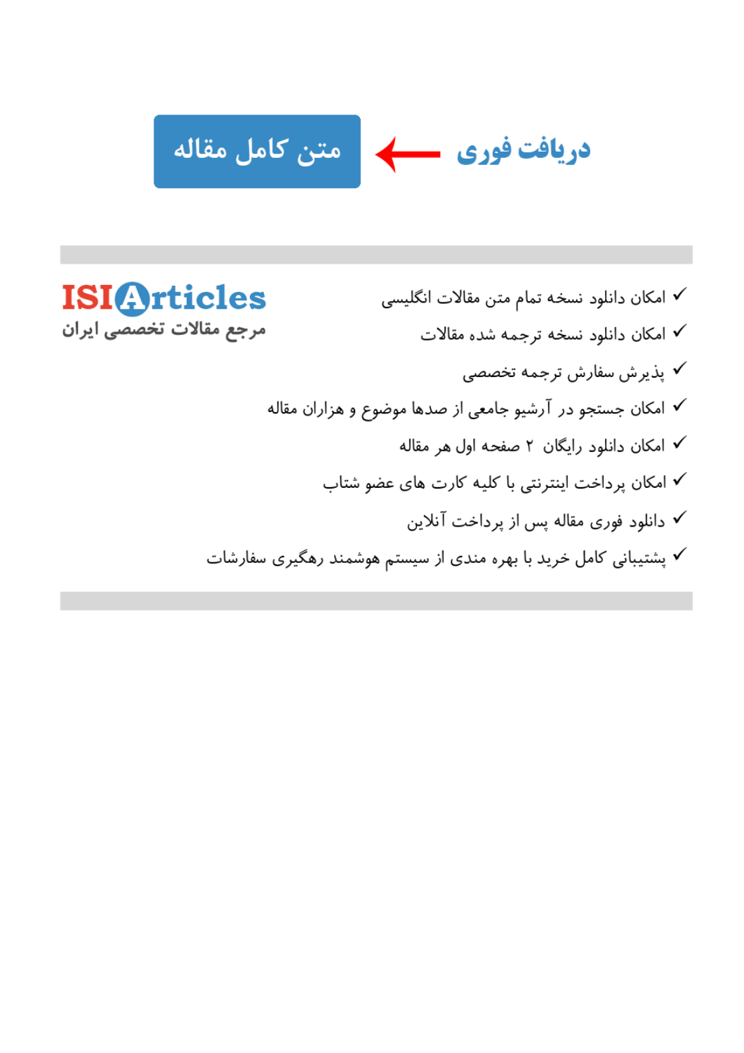دریافت فوری ← متن کامل مقاله

**ISIArticles**
مرجع مقالات تخصصی ایران

- ✓ امکان دانلود نسخه تمام متن مقالات انگلیسی
- ✓ امکان دانلود نسخه ترجمه شده مقالات
- ✓ پذیرش سفارش ترجمه تخصصی
- ✓ امکان جستجو در آرشیو جامعی از صدها موضوع و هزاران مقاله
- ✓ امکان دانلود رایگان ۲ صفحه اول هر مقاله
- ✓ امکان پرداخت اینترنتی با کلیه کارت های عضو شتاب
- ✓ دانلود فوری مقاله پس از پرداخت آنلاین
- ✓ پشتیبانی کامل خرید با بهره مندی از سیستم هوشمند رهگیری سفارشات